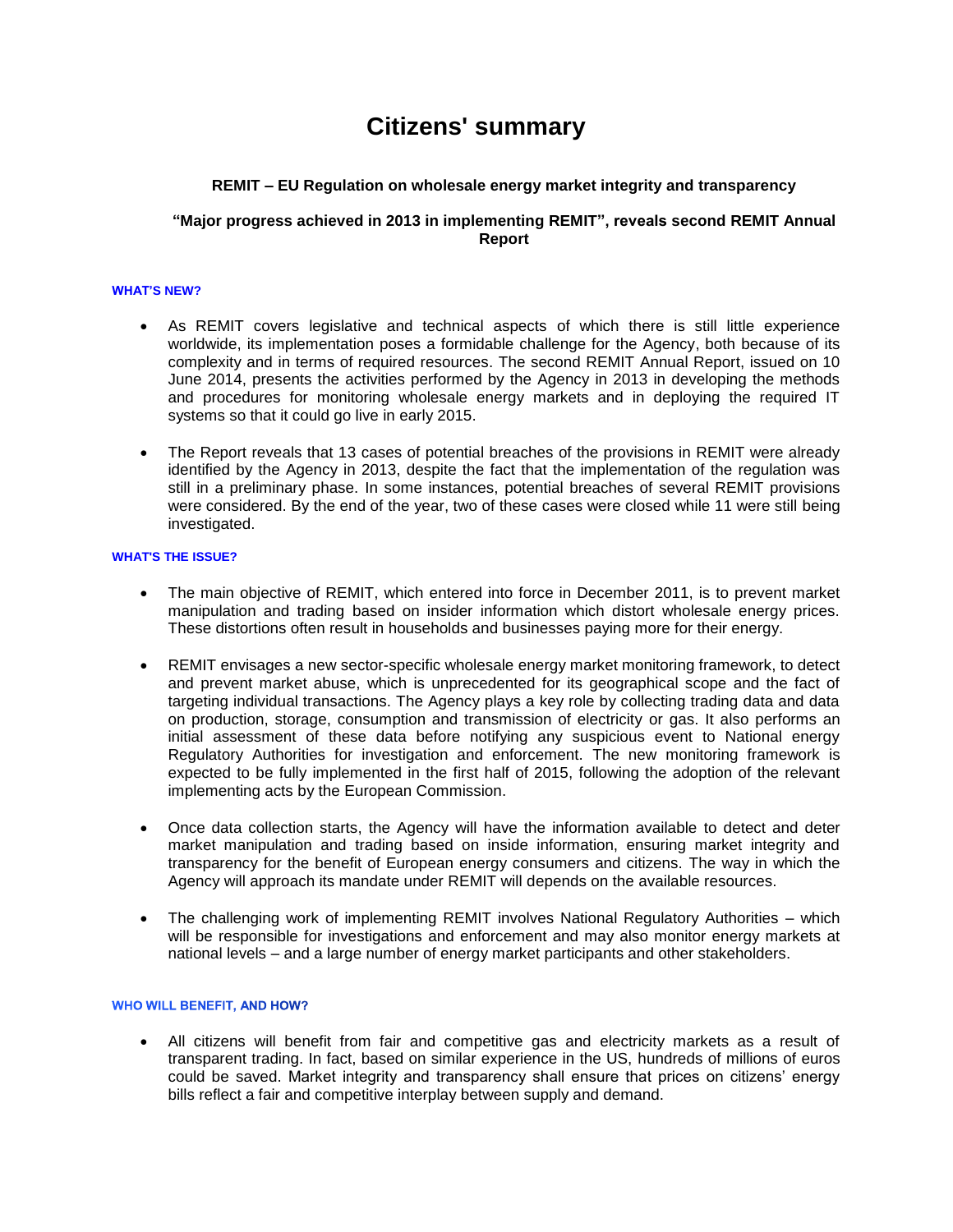# Citizens' summary

### REMIT – EU Regulation on wholesale energy market integrity and transparency

### “Major progress achieved in 2013 in implementing REMIT”, reveals second REMIT Annual Report

#### WHAT'S NEW?

- As REMIT covers legislative and technical aspects of which there is still little experience worldwide, its implementation poses a formidable challenge for the Agency, both because of its complexity and in terms of required resources. The second REMIT Annual Report, issued on 10 June 2014, presents the activities performed by the Agency in 2013 in developing the methods and procedures for monitoring wholesale energy markets and in deploying the required IT systems so that it could go live in early 2015.

- The Report reveals that 13 cases of potential breaches of the provisions in REMIT were already identified by the Agency in 2013, despite the fact that the implementation of the regulation was still in a preliminary phase. In some instances, potential breaches of several REMIT provisions were considered. By the end of the year, two of these cases were closed while 11 were still being investigated.

#### WHAT'S THE ISSUE?

- The main objective of REMIT, which entered into force in December 2011, is to prevent market manipulation and trading based on insider information which distort wholesale energy prices. These distortions often result in households and businesses paying more for their energy.

- REMIT envisages a new sector-specific wholesale energy market monitoring framework, to detect and prevent market abuse, which is unprecedented for its geographical scope and the fact of targeting individual transactions. The Agency plays a key role by collecting trading data and data on production, storage, consumption and transmission of electricity or gas. It also performs an initial assessment of these data before notifying any suspicious event to National energy Regulatory Authorities for investigation and enforcement. The new monitoring framework is expected to be fully implemented in the first half of 2015, following the adoption of the relevant implementing acts by the European Commission.

- Once data collection starts, the Agency will have the information available to detect and deter market manipulation and trading based on inside information, ensuring market integrity and transparency for the benefit of European energy consumers and citizens. The way in which the Agency will approach its mandate under REMIT will depends on the available resources.

- The challenging work of implementing REMIT involves National Regulatory Authorities – which will be responsible for investigations and enforcement and may also monitor energy markets at national levels – and a large number of energy market participants and other stakeholders.

#### WHO WILL BENEFIT, AND HOW?

- All citizens will benefit from fair and competitive gas and electricity markets as a result of transparent trading. In fact, based on similar experience in the US, hundreds of millions of euros could be saved. Market integrity and transparency shall ensure that prices on citizens' energy bills reflect a fair and competitive interplay between supply and demand.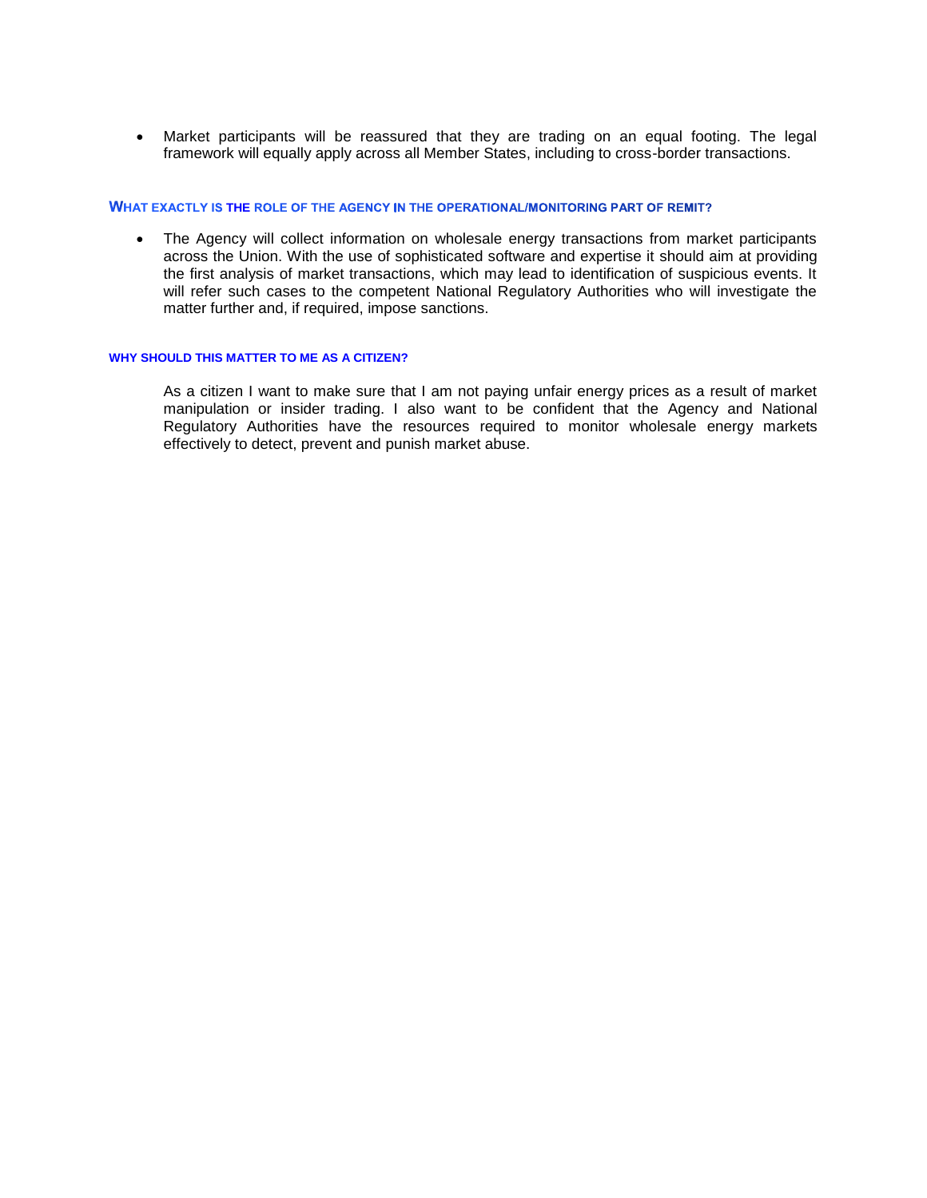- Market participants will be reassured that they are trading on an equal footing. The legal framework will equally apply across all Member States, including to cross-border transactions.

### WHAT EXACTLY IS THE ROLE OF THE AGENCY IN THE OPERATIONAL/MONITORING PART OF REMIT?

- The Agency will collect information on wholesale energy transactions from market participants across the Union. With the use of sophisticated software and expertise it should aim at providing the first analysis of market transactions, which may lead to identification of suspicious events. It will refer such cases to the competent National Regulatory Authorities who will investigate the matter further and, if required, impose sanctions.

### WHY SHOULD THIS MATTER TO ME AS A CITIZEN?

As a citizen I want to make sure that I am not paying unfair energy prices as a result of market manipulation or insider trading. I also want to be confident that the Agency and National Regulatory Authorities have the resources required to monitor wholesale energy markets effectively to detect, prevent and punish market abuse.